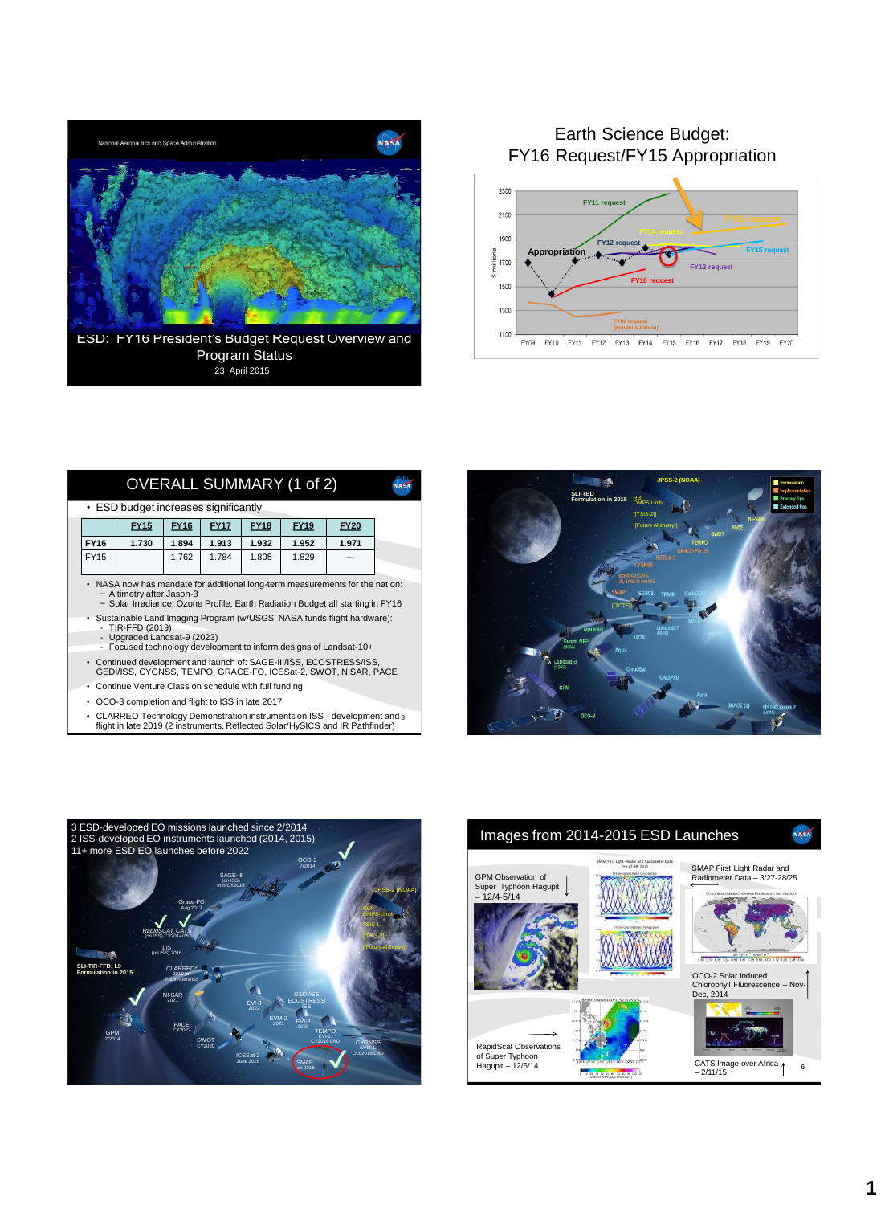National Aeronautics and Space Administration

ESD: FY16 President's Budget Request Overview and Program Status

23 April 2015

# Earth Science Budget: FY16 Request/FY15 Appropriation

$ millions: 1100, 1300, 1500, 1700, 1900, 2100, 2300

FY09 FY10 FY11 FY12 FY13 FY14 FY15 FY16 FY17 FY18 FY19 FY20

FY11 request, FY14 request, FY16 request, FY12 request, Appropriation, FY15 request, FY13 request, FY10 request, FY09 request (previous Admin)

# OVERALL SUMMARY (1 of 2)

- ESD budget increases significantly

| | FY15 | FY16 | FY17 | FY18 | FY19 | FY20 |
|---|---|---|---|---|---|---|
| FY16 | 1.730 | 1.894 | 1.913 | 1.932 | 1.952 | 1.971 |
| FY15 | | 1.762 | 1.784 | 1.805 | 1.829 | --- |

- NASA now has mandate for additional long-term measurements for the nation:
  - Altimetry after Jason-3
  - Solar Irradiance, Ozone Profile, Earth Radiation Budget all starting in FY16
- Sustainable Land Imaging Program (w/USGS; NASA funds flight hardware):
  - TIR-FFD (2019)
  - Upgraded Landsat-9 (2023)
  - Focused technology development to inform designs of Landsat-10+
- Continued development and launch of: SAGE-III/ISS, ECOSTRESS/ISS, GEDI/ISS, CYGNSS, TEMPO, GRACE-FO, ICESat-2, SWOT, NISAR, PACE
- Continue Venture Class on schedule with full funding
- OCO-3 completion and flight to ISS in late 2017
- CLARREO Technology Demonstration instruments on ISS - development and flight in late 2019 (2 instruments, Reflected Solar/HySICS and IR Pathfinder)

3 ESD-developed EO missions launched since 2/2014
2 ISS-developed EO instruments launched (2014, 2015)
11+ more ESD EO launches before 2022

# Images from 2014-2015 ESD Launches

GPM Observation of Super Typhoon Hagupit – 12/4-5/14

SMAP First Light Radar and Radiometer Data – 3/27-28/25

OCO-2 Solar Induced Chlorophyll Fluorescence – Nov-Dec, 2014

RapidScat Observations of Super Typhoon Hagupit – 12/6/14

CATS Image over Africa – 2/11/15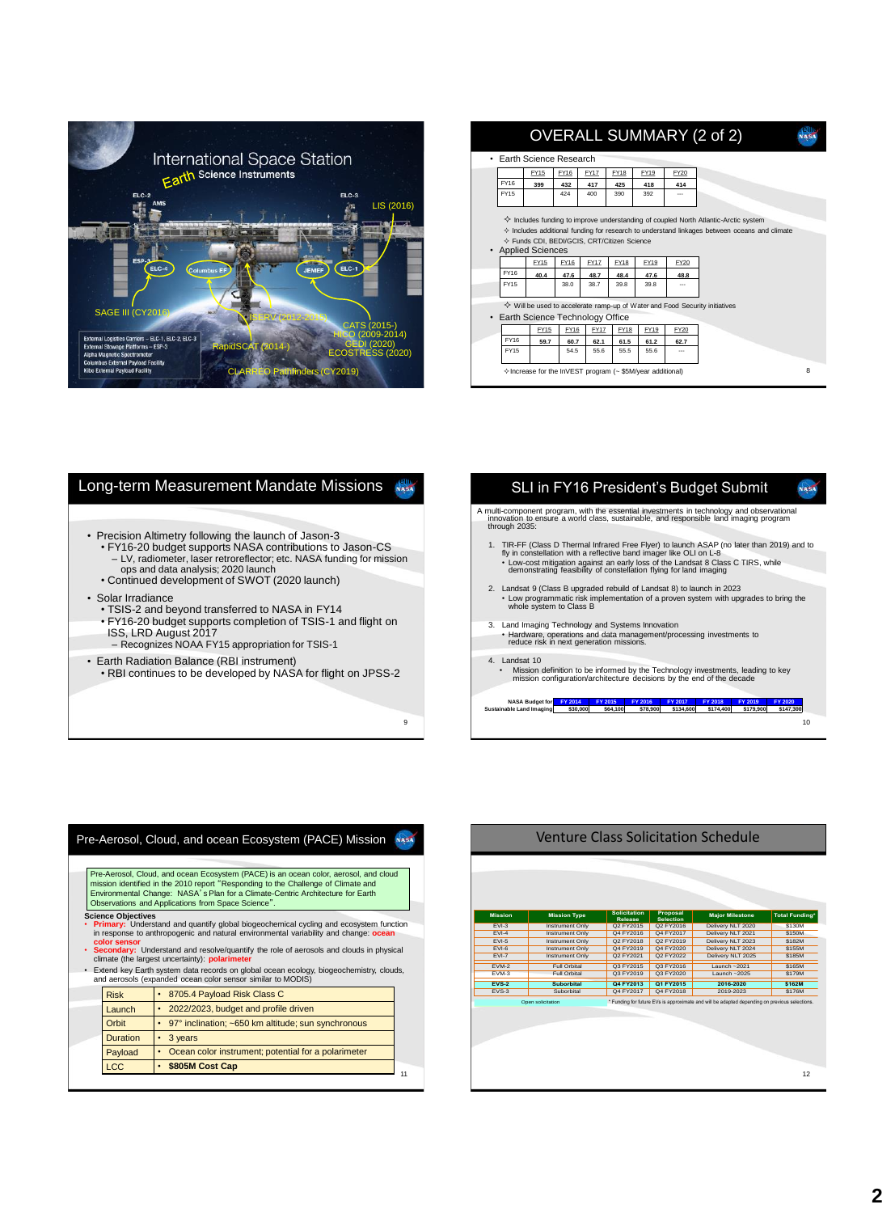## International Space Station Earth Science Instruments

- ELC-2
- AMS
- ELC-3
- LIS (2016)
- ESP-3
- ELC-4
- Columbus EF
- JEMEF
- ELC-1
- SAGE III (CY2016)
- ISERV (2012-2015)
- CATS (2015-)
- HICO (2009-2014)
- GEDI (2020)
- ECOSTRESS (2020)
- RapidSCAT (2014-)
- CLARREO Pathfinders (CY2019)

External Logistics Carriers – ELC-1, ELC-2, ELC-3
External Stowage Platforms – ESP-3
Alpha Magnetic Spectrometer
Columbus External Payload Facility
Kibo External Payload Facility

## OVERALL SUMMARY (2 of 2)

- Earth Science Research

| | FY15 | FY16 | FY17 | FY18 | FY19 | FY20 |
|---|---|---|---|---|---|---|
| FY16 | 399 | 432 | 417 | 425 | 418 | 414 |
| FY15 | | 424 | 400 | 390 | 392 | --- |

✧ Includes funding to improve understanding of coupled North Atlantic-Arctic system
✧ Includes additional funding for research to understand linkages between oceans and climate
✧ Funds CDI, BEDI/GCIS, CRT/Citizen Science

- Applied Sciences

| | FY15 | FY16 | FY17 | FY18 | FY19 | FY20 |
|---|---|---|---|---|---|---|
| FY16 | 40.4 | 47.6 | 48.7 | 48.4 | 47.6 | 48.8 |
| FY15 | | 38.0 | 38.7 | 39.8 | 39.8 | --- |

✧ Will be used to accelerate ramp-up of Water and Food Security initiatives

- Earth Science Technology Office

| | FY15 | FY16 | FY17 | FY18 | FY19 | FY20 |
|---|---|---|---|---|---|---|
| FY16 | 59.7 | 60.7 | 62.1 | 61.5 | 61.2 | 62.7 |
| FY15 | | 54.5 | 55.6 | 55.5 | 55.6 | --- |

✧Increase for the InVEST program (~ $5M/year additional)

## Long-term Measurement Mandate Missions

- Precision Altimetry following the launch of Jason-3
  - FY16-20 budget supports NASA contributions to Jason-CS
    - LV, radiometer, laser retroreflector; etc. NASA funding for mission ops and data analysis; 2020 launch
  - Continued development of SWOT (2020 launch)
- Solar Irradiance
  - TSIS-2 and beyond transferred to NASA in FY14
  - FY16-20 budget supports completion of TSIS-1 and flight on ISS, LRD August 2017
    - Recognizes NOAA FY15 appropriation for TSIS-1
- Earth Radiation Balance (RBI instrument)
  - RBI continues to be developed by NASA for flight on JPSS-2

## SLI in FY16 President's Budget Submit

A multi-component program, with the essential investments in technology and observational innovation to ensure a world class, sustainable, and responsible land imaging program through 2035:

1. TIR-FF (Class D Thermal Infrared Free Flyer) to launch ASAP (no later than 2019) and to fly in constellation with a reflective band imager like OLI on L-8
   - Low-cost mitigation against an early loss of the Landsat 8 Class C TIRS, while demonstrating feasibility of constellation flying for land imaging
2. Landsat 9 (Class B upgraded rebuild of Landsat 8) to launch in 2023
   - Low programmatic risk implementation of a proven system with upgrades to bring the whole system to Class B
3. Land Imaging Technology and Systems Innovation
   - Hardware, operations and data management/processing investments to reduce risk in next generation missions.
4. Landsat 10
   - Mission definition to be informed by the Technology investments, leading to key mission configuration/architecture decisions by the end of the decade

| NASA Budget for Sustainable Land Imaging | FY 2014 | FY 2015 | FY 2016 | FY 2017 | FY 2018 | FY 2019 | FY 2020 |
|---|---|---|---|---|---|---|---|
| | $30,000 | $64,100 | $78,900 | $134,600 | $174,400 | $179,900 | $147,300 |

## Pre-Aerosol, Cloud, and ocean Ecosystem (PACE) Mission

Pre-Aerosol, Cloud, and ocean Ecosystem (PACE) is an ocean color, aerosol, and cloud mission identified in the 2010 report "Responding to the Challenge of Climate and Environmental Change: NASA's Plan for a Climate-Centric Architecture for Earth Observations and Applications from Space Science".

**Science Objectives**

- **Primary:** Understand and quantify global biogeochemical cycling and ecosystem function in response to anthropogenic and natural environmental variability and change: **ocean color sensor**
- **Secondary:** Understand and resolve/quantify the role of aerosols and clouds in physical climate (the largest uncertainty): **polarimeter**
- Extend key Earth system data records on global ocean ecology, biogeochemistry, clouds, and aerosols (expanded ocean color sensor similar to MODIS)

| | |
|---|---|
| Risk | • 8705.4 Payload Risk Class C |
| Launch | • 2022/2023, budget and profile driven |
| Orbit | • 97° inclination; ~650 km altitude; sun synchronous |
| Duration | • 3 years |
| Payload | • Ocean color instrument; potential for a polarimeter |
| LCC | • **$805M Cost Cap** |

## Venture Class Solicitation Schedule

| Mission | Mission Type | Solicitation Release | Proposal Selection | Major Milestone | Total Funding* |
|---|---|---|---|---|---|
| EVI-3 | Instrument Only | Q2 FY2015 | Q2 FY2016 | Delivery NLT 2020 | $130M |
| EVI-4 | Instrument Only | Q4 FY2016 | Q4 FY2017 | Delivery NLT 2021 | $150M |
| EVI-5 | Instrument Only | Q2 FY2018 | Q2 FY2019 | Delivery NLT 2023 | $182M |
| EVI-6 | Instrument Only | Q4 FY2019 | Q4 FY2020 | Delivery NLT 2024 | $155M |
| EVI-7 | Instrument Only | Q2 FY2021 | Q2 FY2022 | Delivery NLT 2025 | $185M |
| EVM-2 | Full Orbital | Q3 FY2015 | Q3 FY2016 | Launch ~2021 | $165M |
| EVM-3 | Full Orbital | Q3 FY2019 | Q3 FY2020 | Launch ~2025 | $179M |
| **EVS-2** | **Suborbital** | **Q4 FY2013** | **Q1 FY2015** | **2016-2020** | **$162M** |
| EVS-3 | Suborbital | Q4 FY2017 | Q4 FY2018 | 2019-2023 | $176M |

Open solicitation

* Funding for future EVs is approximate and will be adapted depending on previous selections.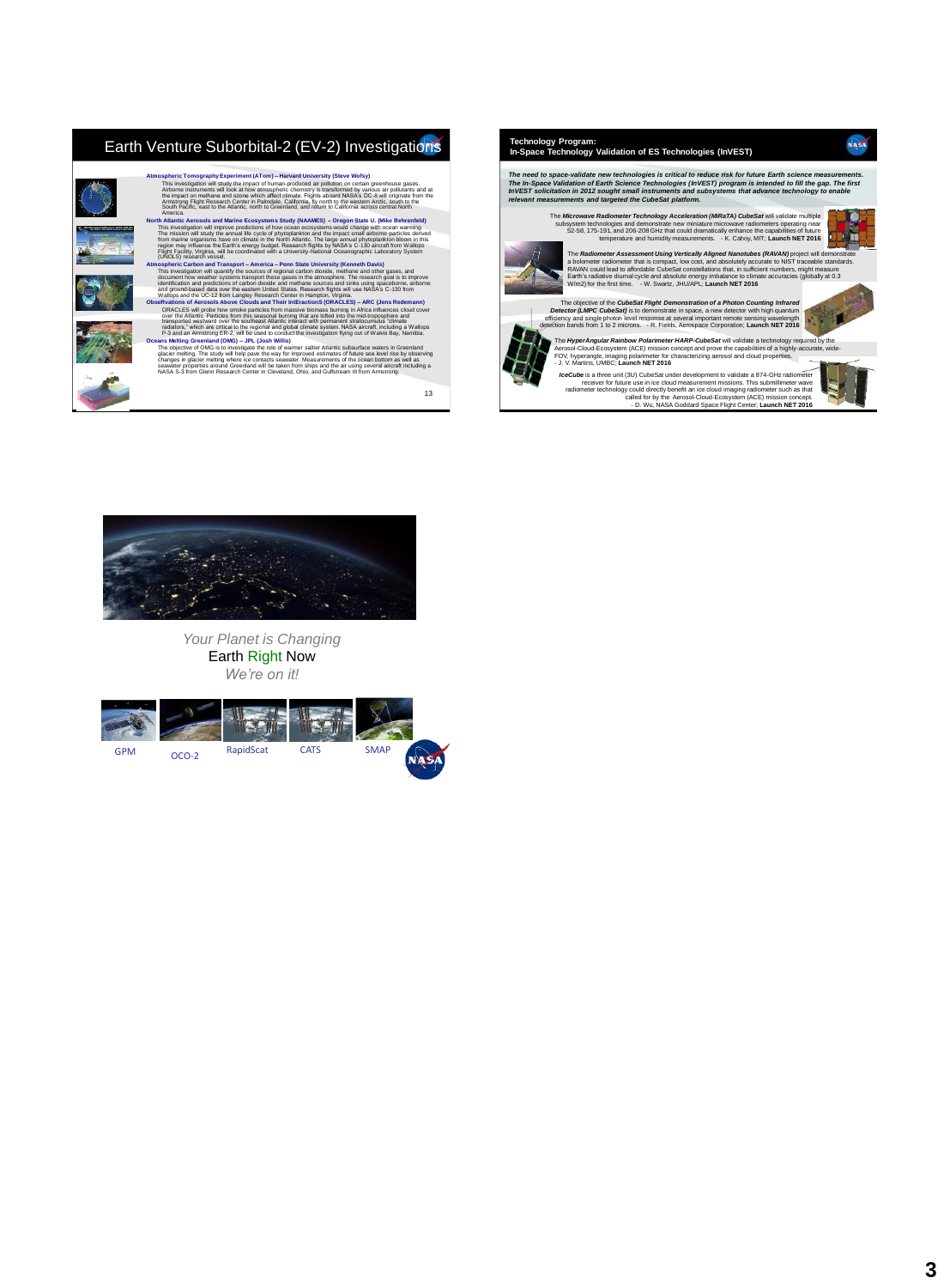# Earth Venture Suborbital-2 (EV-2) Investigations

**Atmospheric Tomography Experiment (ATom) – Harvard University (Steve Wofsy)**
This investigation will study the impact of human-produced air pollution on certain greenhouse gases. Airborne instruments will look at how atmospheric chemistry is transformed by various air pollutants and at the impact on methane and ozone which affect climate. Flights aboard NASA's DC-8 will originate from the Armstrong Flight Research Center in Palmdale, California, fly north to the western Arctic, south to the South Pacific, east to the Atlantic, north to Greenland, and return to California across central North America.

**North Atlantic Aerosols and Marine Ecosystems Study (NAAMES) – Oregon State U. (Mike Behrenfeld)**
This investigation will improve predictions of how ocean ecosystems would change with ocean warming. The mission will study the annual life cycle of phytoplankton and the impact small airborne particles derived from marine organisms have on climate in the North Atlantic. The large annual phytoplankton bloom in this region may influence the Earth's energy budget. Research flights by NASA's C-130 aircraft from Wallops Flight Facility, Virginia, will be coordinated with a University-National Oceanographic Laboratory System (UNOLS) research vessel.

**Atmospheric Carbon and Transport – America – Penn State University (Kenneth Davis)**
This investigation will quantify the sources of regional carbon dioxide, methane and other gases, and document how weather systems transport these gases in the atmosphere. The research goal is to improve identification and predictions of carbon dioxide and methane sources and sinks using spaceborne, airborne and ground-based data over the eastern United States. Research flights will use NASA's C-130 from Wallops and the UC-12 from Langley Research Center in Hampton, Virginia.

**ObseRvations of Aerosols Above Clouds and Their IntEractionS (ORACLES) – ARC (Jens Redemann)**
ORACLES will probe how smoke particles from massive biomass burning in Africa influences cloud cover over the Atlantic. Particles from this seasonal burning that are lofted into the mid-troposphere and transported westward over the southeast Atlantic interact with permanent stratocumulus "climate radiators," which are critical to the regional and global climate system. NASA aircraft, including a Wallops P-3 and an Armstrong ER-2, will be used to conduct the investigation flying out of Walvis Bay, Namibia.

**Oceans Melting Greenland (OMG) – JPL (Josh Willis)**
The objective of OMG is to investigate the role of warmer saltier Atlantic subsurface waters in Greenland glacier melting. The study will help pave the way for improved estimates of future sea level rise by observing changes in glacier melting where ice contacts seawater. Measurements of the ocean bottom as well as seawater properties around Greenland will be taken from ships and the air using several aircraft including a NASA S-3 from Glenn Research Center in Cleveland, Ohio, and Gulfstream III from Armstrong.

# Technology Program: In-Space Technology Validation of ES Technologies (InVEST)

***The need to space-validate new technologies is critical to reduce risk for future Earth science measurements. The In-Space Validation of Earth Science Technologies (InVEST) program is intended to fill the gap. The first InVEST solicitation in 2012 sought small instruments and subsystems that advance technology to enable relevant measurements and targeted the CubeSat platform.***

The ***Microwave Radiometer Technology Acceleration (MiRaTA) CubeSat*** will validate multiple subsystem technologies and demonstrate new miniature microwave radiometers operating near 52-58, 175-191, and 206-208 GHz that could dramatically enhance the capabilities of future temperature and humidity measurements. - K. Cahoy, MIT; **Launch NET 2016**

The ***Radiometer Assessment Using Vertically Aligned Nanotubes (RAVAN)*** project will demonstrate a bolometer radiometer that is compact, low cost, and absolutely accurate to NIST traceable standards. RAVAN could lead to affordable CubeSat constellations that, in sufficient numbers, might measure Earth's radiative diurnal cycle and absolute energy imbalance to climate accuracies (globally at 0.3 W/m2) for the first time. - W. Swartz, JHU/APL; **Launch NET 2016**

The objective of the ***CubeSat Flight Demonstration of a Photon Counting Infrared Detector (LMPC CubeSat)*** is to demonstrate in space, a new detector with high quantum efficiency and single photon level response at several important remote sensing wavelength detection bands from 1 to 2 microns. - R. Fields, Aerospace Corporation; **Launch NET 2016**

The ***HyperAngular Rainbow Polarimeter HARP-CubeSat*** will validate a technology required by the Aerosol-Cloud-Ecosystem (ACE) mission concept and prove the capabilities of a highly-accurate, wide-FOV, hyperangle, imaging polarimeter for characterizing aerosol and cloud properties. - J. V. Martins, UMBC; **Launch NET 2016**

***IceCube*** is a three unit (3U) CubeSat under development to validate a 874-GHz radiometer receiver for future use in ice cloud measurement missions. This submillimeter wave radiometer technology could directly benefit an ice cloud imaging radiometer such as that called for by the Aerosol-Cloud-Ecosystem (ACE) mission concept. - D. Wu, NASA Goddard Space Flight Center; **Launch NET 2016**

*Your Planet is Changing*
Earth Right Now
*We're on it!*

GPM OCO-2 RapidScat CATS SMAP